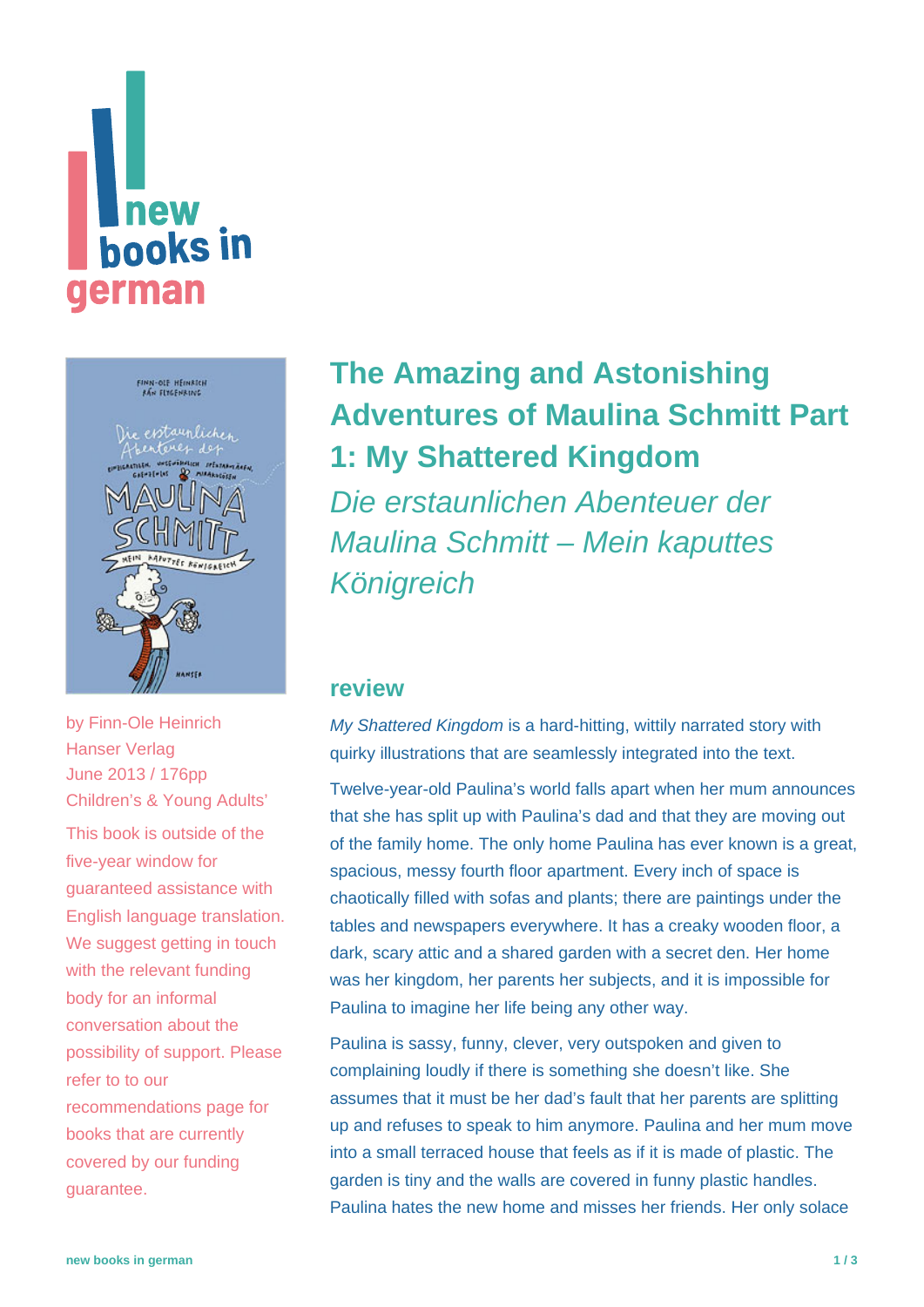# The Amazing and Astonishing Adventures of Maulina Schmitt Part 1: My Shattered Kingdom

## *Die erstaunlichen Abenteuer der Maulina Schmitt – Mein kaputtes Königreich*

by Finn-Ole Heinrich
Hanser Verlag
June 2013 / 176pp
Children's & Young Adults'

This book is outside of the five-year window for guaranteed assistance with English language translation. We suggest getting in touch with the relevant funding body for an informal conversation about the possibility of support. Please refer to our recommendations page for books that are currently covered by our funding guarantee.

## review

*My Shattered Kingdom* is a hard-hitting, wittily narrated story with quirky illustrations that are seamlessly integrated into the text.

Twelve-year-old Paulina's world falls apart when her mum announces that she has split up with Paulina's dad and that they are moving out of the family home. The only home Paulina has ever known is a great, spacious, messy fourth floor apartment. Every inch of space is chaotically filled with sofas and plants; there are paintings under the tables and newspapers everywhere. It has a creaky wooden floor, a dark, scary attic and a shared garden with a secret den. Her home was her kingdom, her parents her subjects, and it is impossible for Paulina to imagine her life being any other way.

Paulina is sassy, funny, clever, very outspoken and given to complaining loudly if there is something she doesn't like. She assumes that it must be her dad's fault that her parents are splitting up and refuses to speak to him anymore. Paulina and her mum move into a small terraced house that feels as if it is made of plastic. The garden is tiny and the walls are covered in funny plastic handles. Paulina hates the new home and misses her friends. Her only solace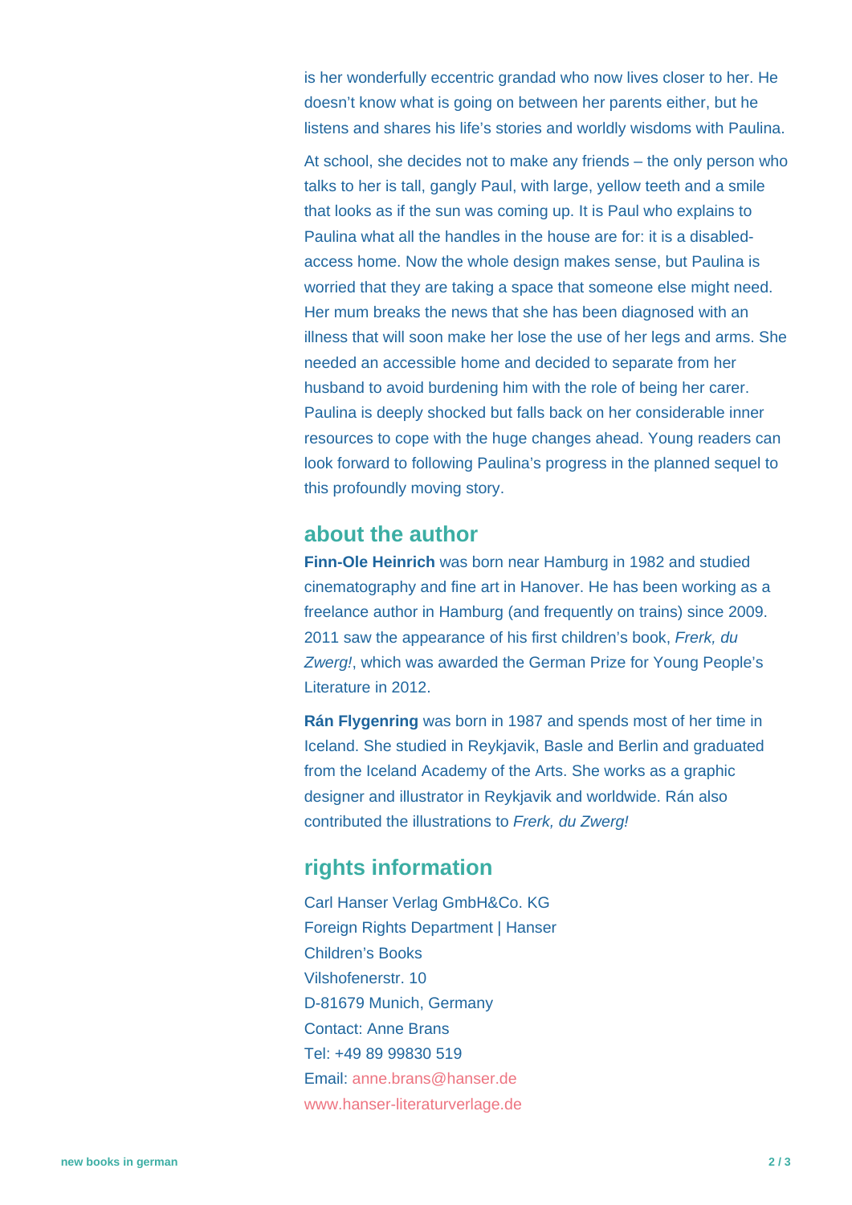is her wonderfully eccentric grandad who now lives closer to her. He doesn't know what is going on between her parents either, but he listens and shares his life's stories and worldly wisdoms with Paulina.

At school, she decides not to make any friends – the only person who talks to her is tall, gangly Paul, with large, yellow teeth and a smile that looks as if the sun was coming up. It is Paul who explains to Paulina what all the handles in the house are for: it is a disabled-access home. Now the whole design makes sense, but Paulina is worried that they are taking a space that someone else might need. Her mum breaks the news that she has been diagnosed with an illness that will soon make her lose the use of her legs and arms. She needed an accessible home and decided to separate from her husband to avoid burdening him with the role of being her carer. Paulina is deeply shocked but falls back on her considerable inner resources to cope with the huge changes ahead. Young readers can look forward to following Paulina's progress in the planned sequel to this profoundly moving story.

## about the author

**Finn-Ole Heinrich** was born near Hamburg in 1982 and studied cinematography and fine art in Hanover. He has been working as a freelance author in Hamburg (and frequently on trains) since 2009. 2011 saw the appearance of his first children's book, *Frerk, du Zwerg!*, which was awarded the German Prize for Young People's Literature in 2012.

**Rán Flygenring** was born in 1987 and spends most of her time in Iceland. She studied in Reykjavik, Basle and Berlin and graduated from the Iceland Academy of the Arts. She works as a graphic designer and illustrator in Reykjavik and worldwide. Rán also contributed the illustrations to *Frerk, du Zwerg!*

## rights information

Carl Hanser Verlag GmbH&Co. KG
Foreign Rights Department | Hanser Children's Books
Vilshofenerstr. 10
D-81679 Munich, Germany
Contact: Anne Brans
Tel: +49 89 99830 519
Email: anne.brans@hanser.de
www.hanser-literaturverlage.de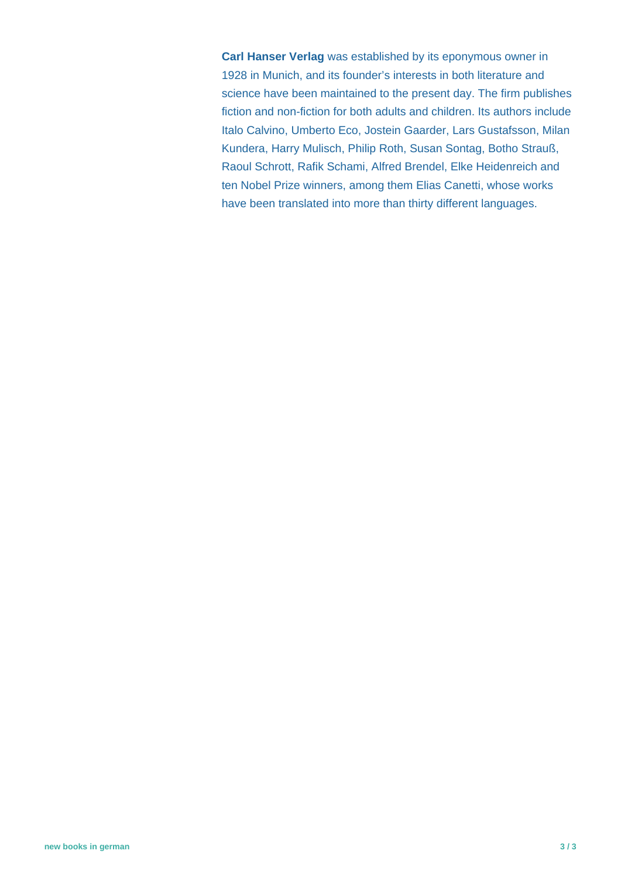**Carl Hanser Verlag** was established by its eponymous owner in 1928 in Munich, and its founder's interests in both literature and science have been maintained to the present day. The firm publishes fiction and non-fiction for both adults and children. Its authors include Italo Calvino, Umberto Eco, Jostein Gaarder, Lars Gustafsson, Milan Kundera, Harry Mulisch, Philip Roth, Susan Sontag, Botho Strauß, Raoul Schrott, Rafik Schami, Alfred Brendel, Elke Heidenreich and ten Nobel Prize winners, among them Elias Canetti, whose works have been translated into more than thirty different languages.